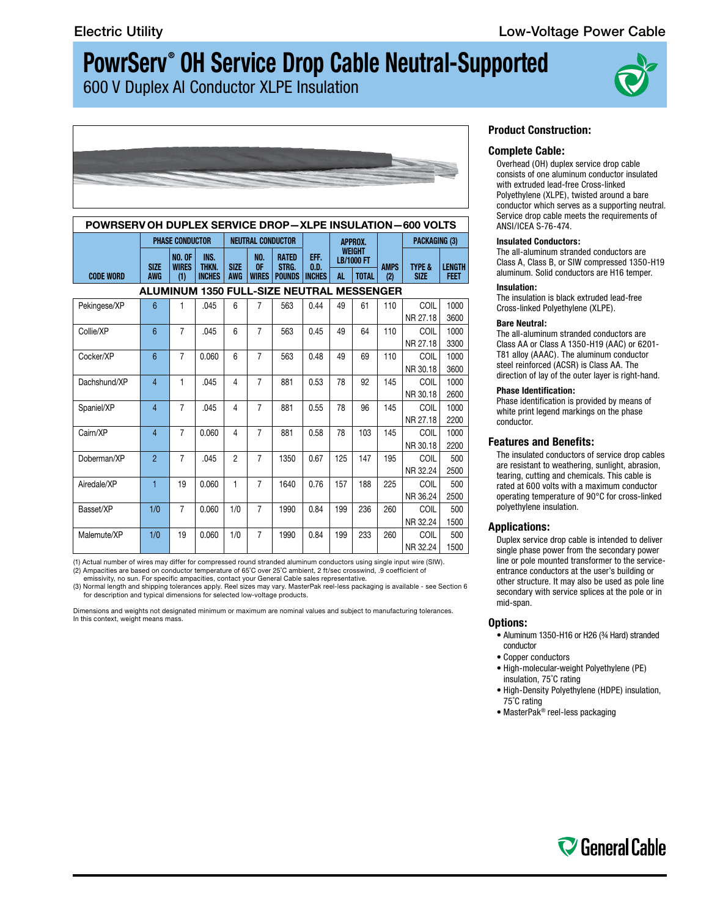Electric Utility

Low-Voltage Power Cable

# PowrServ® OH Service Drop Cable Neutral-Supported

600 V Duplex Al Conductor XLPE Insulation

**POWRSERV OH DUPLEX SERVICE DROP—XLPE INSULATION—600 VOLTS**

| CODE WORD | PHASE CONDUCTOR | | | NEUTRAL CONDUCTOR | | | EFF. O.D. INCHES | APPROX. WEIGHT LB/1000 FT | | AMPS (2) | PACKAGING (3) | |
|---|---|---|---|---|---|---|---|---|---|---|---|---|
| | SIZE AWG | NO. OF WIRES (1) | INS. THKN. INCHES | SIZE AWG | NO. OF WIRES | RATED STRG. POUNDS | | AL | TOTAL | | TYPE & SIZE | LENGTH FEET |
| **ALUMINUM 1350 FULL-SIZE NEUTRAL MESSENGER** | | | | | | | | | | | | |
| Pekingese/XP | 6 | 1 | .045 | 6 | 7 | 563 | 0.44 | 49 | 61 | 110 | COIL<br>NR 27.18 | 1000<br>3600 |
| Collie/XP | 6 | 7 | .045 | 6 | 7 | 563 | 0.45 | 49 | 64 | 110 | COIL<br>NR 27.18 | 1000<br>3300 |
| Cocker/XP | 6 | 7 | 0.060 | 6 | 7 | 563 | 0.48 | 49 | 69 | 110 | COIL<br>NR 30.18 | 1000<br>3600 |
| Dachshund/XP | 4 | 1 | .045 | 4 | 7 | 881 | 0.53 | 78 | 92 | 145 | COIL<br>NR 30.18 | 1000<br>2600 |
| Spaniel/XP | 4 | 7 | .045 | 4 | 7 | 881 | 0.55 | 78 | 96 | 145 | COIL<br>NR 27.18 | 1000<br>2200 |
| Cairn/XP | 4 | 7 | 0.060 | 4 | 7 | 881 | 0.58 | 78 | 103 | 145 | COIL<br>NR 30.18 | 1000<br>2200 |
| Doberman/XP | 2 | 7 | .045 | 2 | 7 | 1350 | 0.67 | 125 | 147 | 195 | COIL<br>NR 32.24 | 500<br>2500 |
| Airedale/XP | 1 | 19 | 0.060 | 1 | 7 | 1640 | 0.76 | 157 | 188 | 225 | COIL<br>NR 36.24 | 500<br>2500 |
| Basset/XP | 1/0 | 7 | 0.060 | 1/0 | 7 | 1990 | 0.84 | 199 | 236 | 260 | COIL<br>NR 32.24 | 500<br>1500 |
| Malemute/XP | 1/0 | 19 | 0.060 | 1/0 | 7 | 1990 | 0.84 | 199 | 233 | 260 | COIL<br>NR 32.24 | 500<br>1500 |

(1) Actual number of wires may differ for compressed round stranded aluminum conductors using single input wire (SIW).
(2) Ampacities are based on conductor temperature of 65˚C over 25˚C ambient, 2 ft/sec crosswind, .9 coefficient of emissivity, no sun. For specific ampacities, contact your General Cable sales representative.
(3) Normal length and shipping tolerances apply. Reel sizes may vary. MasterPak reel-less packaging is available - see Section 6 for description and typical dimensions for selected low-voltage products.

Dimensions and weights not designated minimum or maximum are nominal values and subject to manufacturing tolerances. In this context, weight means mass.

## Product Construction:

## Complete Cable:

Overhead (OH) duplex service drop cable consists of one aluminum conductor insulated with extruded lead-free Cross-linked Polyethylene (XLPE), twisted around a bare conductor which serves as a supporting neutral. Service drop cable meets the requirements of ANSI/ICEA S-76-474.

### Insulated Conductors:

The all-aluminum stranded conductors are Class A, Class B, or SIW compressed 1350-H19 aluminum. Solid conductors are H16 temper.

### Insulation:

The insulation is black extruded lead-free Cross-linked Polyethylene (XLPE).

### Bare Neutral:

The all-aluminum stranded conductors are Class AA or Class A 1350-H19 (AAC) or 6201-T81 alloy (AAAC). The aluminum conductor steel reinforced (ACSR) is Class AA. The direction of lay of the outer layer is right-hand.

### Phase Identification:

Phase identification is provided by means of white print legend markings on the phase conductor.

## Features and Benefits:

The insulated conductors of service drop cables are resistant to weathering, sunlight, abrasion, tearing, cutting and chemicals. This cable is rated at 600 volts with a maximum conductor operating temperature of 90°C for cross-linked polyethylene insulation.

## Applications:

Duplex service drop cable is intended to deliver single phase power from the secondary power line or pole mounted transformer to the service-entrance conductors at the user's building or other structure. It may also be used as pole line secondary with service splices at the pole or in mid-span.

## Options:

- Aluminum 1350-H16 or H26 (¾ Hard) stranded conductor
- Copper conductors
- High-molecular-weight Polyethylene (PE) insulation, 75˚C rating
- High-Density Polyethylene (HDPE) insulation, 75˚C rating
- MasterPak® reel-less packaging

General Cable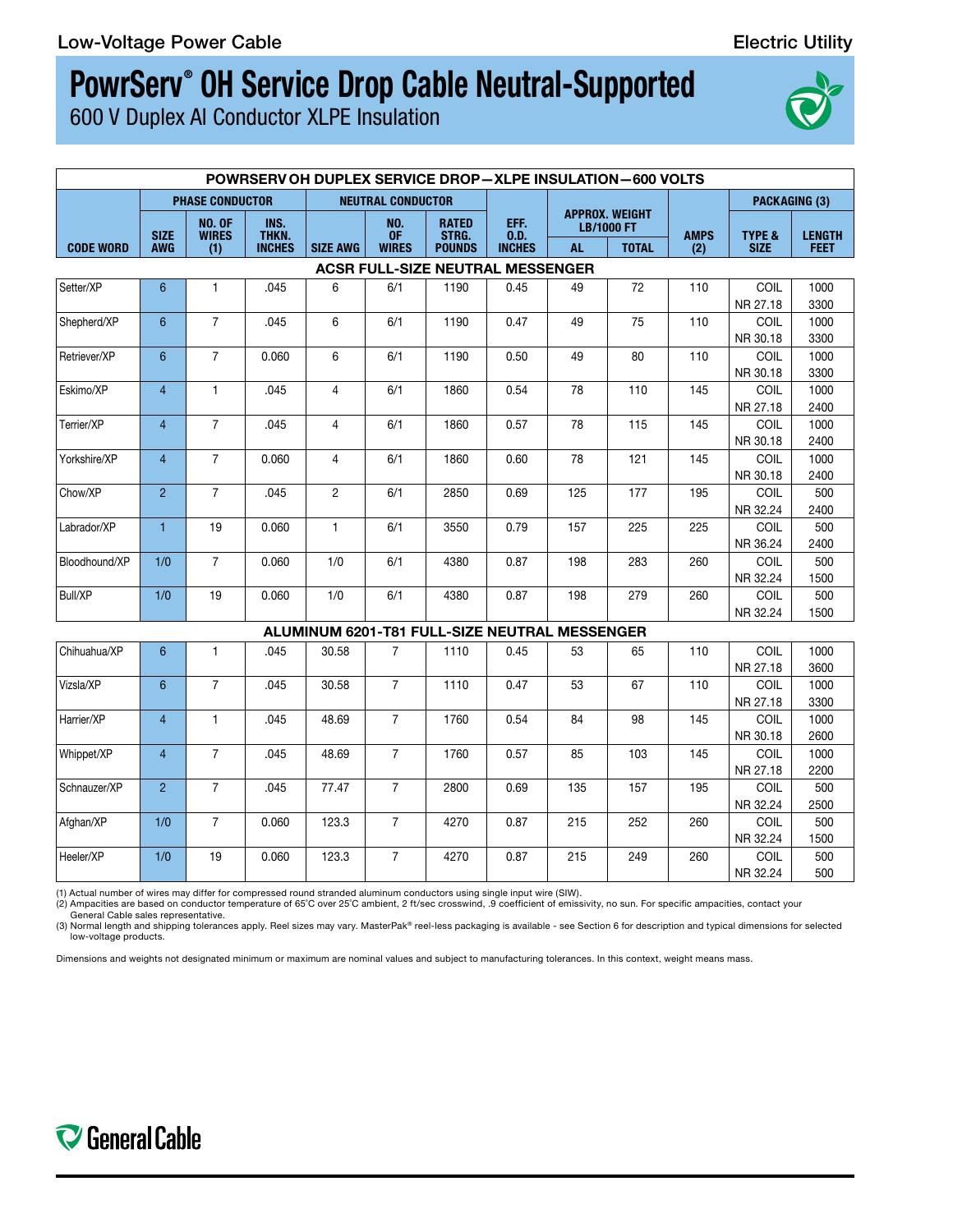Low-Voltage Power Cable

Electric Utility

# PowrServ® OH Service Drop Cable Neutral-Supported

600 V Duplex Al Conductor XLPE Insulation

| POWRSERV OH DUPLEX SERVICE DROP—XLPE INSULATION—600 VOLTS | | | | | | | | | | | | |
|---|---|---|---|---|---|---|---|---|---|---|---|---|
| | PHASE CONDUCTOR | | | NEUTRAL CONDUCTOR | | | | APPROX. WEIGHT LB/1000 FT | | | PACKAGING (3) | |
| CODE WORD | SIZE AWG | NO. OF WIRES (1) | INS. THKN. INCHES | SIZE AWG | NO. OF WIRES | RATED STRG. POUNDS | EFF. O.D. INCHES | AL | TOTAL | AMPS (2) | TYPE & SIZE | LENGTH FEET |
| **ACSR FULL-SIZE NEUTRAL MESSENGER** | | | | | | | | | | | | |
| Setter/XP | 6 | 1 | .045 | 6 | 6/1 | 1190 | 0.45 | 49 | 72 | 110 | COIL NR 27.18 | 1000 3300 |
| Shepherd/XP | 6 | 7 | .045 | 6 | 6/1 | 1190 | 0.47 | 49 | 75 | 110 | COIL NR 30.18 | 1000 3300 |
| Retriever/XP | 6 | 7 | 0.060 | 6 | 6/1 | 1190 | 0.50 | 49 | 80 | 110 | COIL NR 30.18 | 1000 3300 |
| Eskimo/XP | 4 | 1 | .045 | 4 | 6/1 | 1860 | 0.54 | 78 | 110 | 145 | COIL NR 27.18 | 1000 2400 |
| Terrier/XP | 4 | 7 | .045 | 4 | 6/1 | 1860 | 0.57 | 78 | 115 | 145 | COIL NR 30.18 | 1000 2400 |
| Yorkshire/XP | 4 | 7 | 0.060 | 4 | 6/1 | 1860 | 0.60 | 78 | 121 | 145 | COIL NR 30.18 | 1000 2400 |
| Chow/XP | 2 | 7 | .045 | 2 | 6/1 | 2850 | 0.69 | 125 | 177 | 195 | COIL NR 32.24 | 500 2400 |
| Labrador/XP | 1 | 19 | 0.060 | 1 | 6/1 | 3550 | 0.79 | 157 | 225 | 225 | COIL NR 36.24 | 500 2400 |
| Bloodhound/XP | 1/0 | 7 | 0.060 | 1/0 | 6/1 | 4380 | 0.87 | 198 | 283 | 260 | COIL NR 32.24 | 500 1500 |
| Bull/XP | 1/0 | 19 | 0.060 | 1/0 | 6/1 | 4380 | 0.87 | 198 | 279 | 260 | COIL NR 32.24 | 500 1500 |
| **ALUMINUM 6201-T81 FULL-SIZE NEUTRAL MESSENGER** | | | | | | | | | | | | |
| Chihuahua/XP | 6 | 1 | .045 | 30.58 | 7 | 1110 | 0.45 | 53 | 65 | 110 | COIL NR 27.18 | 1000 3600 |
| Vizsla/XP | 6 | 7 | .045 | 30.58 | 7 | 1110 | 0.47 | 53 | 67 | 110 | COIL NR 27.18 | 1000 3300 |
| Harrier/XP | 4 | 1 | .045 | 48.69 | 7 | 1760 | 0.54 | 84 | 98 | 145 | COIL NR 30.18 | 1000 2600 |
| Whippet/XP | 4 | 7 | .045 | 48.69 | 7 | 1760 | 0.57 | 85 | 103 | 145 | COIL NR 27.18 | 1000 2200 |
| Schnauzer/XP | 2 | 7 | .045 | 77.47 | 7 | 2800 | 0.69 | 135 | 157 | 195 | COIL NR 32.24 | 500 2500 |
| Afghan/XP | 1/0 | 7 | 0.060 | 123.3 | 7 | 4270 | 0.87 | 215 | 252 | 260 | COIL NR 32.24 | 500 1500 |
| Heeler/XP | 1/0 | 19 | 0.060 | 123.3 | 7 | 4270 | 0.87 | 215 | 249 | 260 | COIL NR 32.24 | 500 500 |

(1) Actual number of wires may differ for compressed round stranded aluminum conductors using single input wire (SIW).
(2) Ampacities are based on conductor temperature of 65˚C over 25˚C ambient, 2 ft/sec crosswind, .9 coefficient of emissivity, no sun. For specific ampacities, contact your General Cable sales representative.
(3) Normal length and shipping tolerances apply. Reel sizes may vary. MasterPak® reel-less packaging is available - see Section 6 for description and typical dimensions for selected low-voltage products.

Dimensions and weights not designated minimum or maximum are nominal values and subject to manufacturing tolerances. In this context, weight means mass.

General Cable